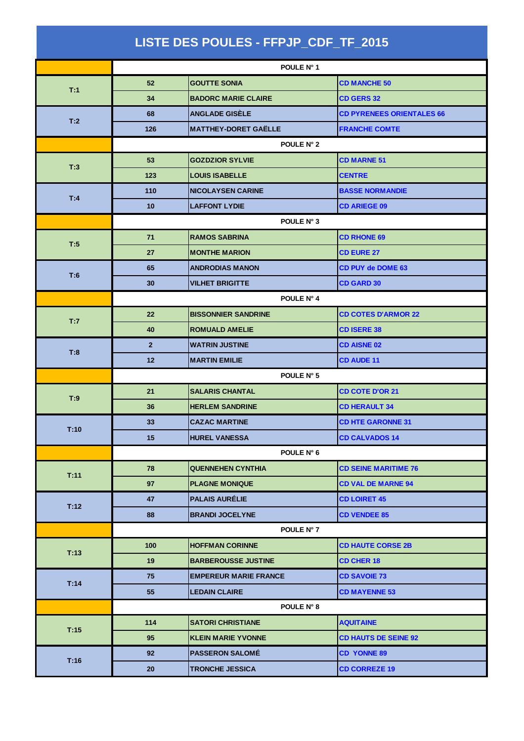# LISTE DES POULES - FFPJP_CDF_TF_2015

| | | | |
|---|---|---|---|
| | POULE N° 1 | | |
| T:1 | 52 | GOUTTE SONIA | CD MANCHE 50 |
| | 34 | BADORC MARIE CLAIRE | CD GERS 32 |
| T:2 | 68 | ANGLADE GISÈLE | CD PYRENEES ORIENTALES 66 |
| | 126 | MATTHEY-DORET GAËLLE | FRANCHE COMTE |
| | POULE N° 2 | | |
| T:3 | 53 | GOZDZIOR SYLVIE | CD MARNE 51 |
| | 123 | LOUIS ISABELLE | CENTRE |
| T:4 | 110 | NICOLAYSEN CARINE | BASSE NORMANDIE |
| | 10 | LAFFONT LYDIE | CD ARIEGE 09 |
| | POULE N° 3 | | |
| T:5 | 71 | RAMOS SABRINA | CD RHONE 69 |
| | 27 | MONTHE MARION | CD EURE 27 |
| T:6 | 65 | ANDRODIAS MANON | CD PUY de DOME 63 |
| | 30 | VILHET BRIGITTE | CD GARD 30 |
| | POULE N° 4 | | |
| T:7 | 22 | BISSONNIER SANDRINE | CD COTES D'ARMOR 22 |
| | 40 | ROMUALD AMELIE | CD ISERE 38 |
| T:8 | 2 | WATRIN JUSTINE | CD AISNE 02 |
| | 12 | MARTIN EMILIE | CD AUDE 11 |
| | POULE N° 5 | | |
| T:9 | 21 | SALARIS CHANTAL | CD COTE D'OR 21 |
| | 36 | HERLEM SANDRINE | CD HERAULT 34 |
| T:10 | 33 | CAZAC MARTINE | CD HTE GARONNE 31 |
| | 15 | HUREL VANESSA | CD CALVADOS 14 |
| | POULE N° 6 | | |
| T:11 | 78 | QUENNEHEN CYNTHIA | CD SEINE MARITIME 76 |
| | 97 | PLAGNE MONIQUE | CD VAL DE MARNE 94 |
| T:12 | 47 | PALAIS AURÉLIE | CD LOIRET 45 |
| | 88 | BRANDI JOCELYNE | CD VENDEE 85 |
| | POULE N° 7 | | |
| T:13 | 100 | HOFFMAN CORINNE | CD HAUTE CORSE 2B |
| | 19 | BARBEROUSSE JUSTINE | CD CHER 18 |
| T:14 | 75 | EMPEREUR MARIE FRANCE | CD SAVOIE 73 |
| | 55 | LEDAIN CLAIRE | CD MAYENNE 53 |
| | POULE N° 8 | | |
| T:15 | 114 | SATORI CHRISTIANE | AQUITAINE |
| | 95 | KLEIN MARIE YVONNE | CD HAUTS DE SEINE 92 |
| T:16 | 92 | PASSERON SALOMÉ | CD YONNE 89 |
| | 20 | TRONCHE JESSICA | CD CORREZE 19 |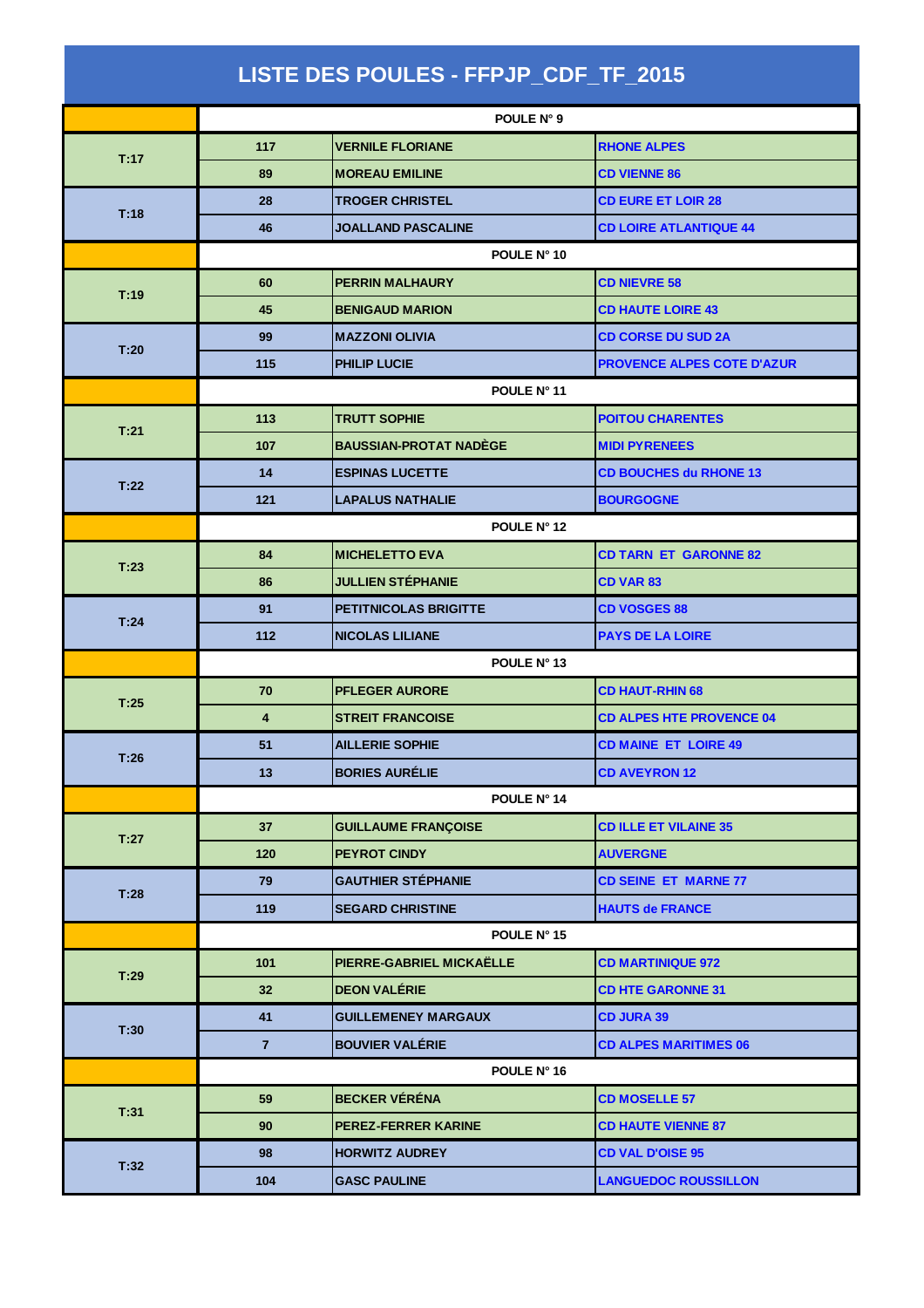# LISTE DES POULES - FFPJP_CDF_TF_2015

| | | | |
|---|---|---|---|
| | POULE N° 9 | | |
| T:17 | 117 | VERNILE FLORIANE | RHONE ALPES |
| | 89 | MOREAU EMILINE | CD VIENNE 86 |
| T:18 | 28 | TROGER CHRISTEL | CD EURE ET LOIR 28 |
| | 46 | JOALLAND PASCALINE | CD LOIRE ATLANTIQUE 44 |
| | POULE N° 10 | | |
| T:19 | 60 | PERRIN MALHAURY | CD NIEVRE 58 |
| | 45 | BENIGAUD MARION | CD HAUTE LOIRE 43 |
| T:20 | 99 | MAZZONI OLIVIA | CD CORSE DU SUD 2A |
| | 115 | PHILIP LUCIE | PROVENCE ALPES COTE D'AZUR |
| | POULE N° 11 | | |
| T:21 | 113 | TRUTT SOPHIE | POITOU CHARENTES |
| | 107 | BAUSSIAN-PROTAT NADÈGE | MIDI PYRENEES |
| T:22 | 14 | ESPINAS LUCETTE | CD BOUCHES du RHONE 13 |
| | 121 | LAPALUS NATHALIE | BOURGOGNE |
| | POULE N° 12 | | |
| T:23 | 84 | MICHELETTO EVA | CD TARN ET GARONNE 82 |
| | 86 | JULLIEN STÉPHANIE | CD VAR 83 |
| T:24 | 91 | PETITNICOLAS BRIGITTE | CD VOSGES 88 |
| | 112 | NICOLAS LILIANE | PAYS DE LA LOIRE |
| | POULE N° 13 | | |
| T:25 | 70 | PFLEGER AURORE | CD HAUT-RHIN 68 |
| | 4 | STREIT FRANCOISE | CD ALPES HTE PROVENCE 04 |
| T:26 | 51 | AILLERIE SOPHIE | CD MAINE ET LOIRE 49 |
| | 13 | BORIES AURÉLIE | CD AVEYRON 12 |
| | POULE N° 14 | | |
| T:27 | 37 | GUILLAUME FRANÇOISE | CD ILLE ET VILAINE 35 |
| | 120 | PEYROT CINDY | AUVERGNE |
| T:28 | 79 | GAUTHIER STÉPHANIE | CD SEINE ET MARNE 77 |
| | 119 | SEGARD CHRISTINE | HAUTS de FRANCE |
| | POULE N° 15 | | |
| T:29 | 101 | PIERRE-GABRIEL MICKAËLLE | CD MARTINIQUE 972 |
| | 32 | DEON VALÉRIE | CD HTE GARONNE 31 |
| T:30 | 41 | GUILLEMENEY MARGAUX | CD JURA 39 |
| | 7 | BOUVIER VALÉRIE | CD ALPES MARITIMES 06 |
| | POULE N° 16 | | |
| T:31 | 59 | BECKER VÉRÉNA | CD MOSELLE 57 |
| | 90 | PEREZ-FERRER KARINE | CD HAUTE VIENNE 87 |
| T:32 | 98 | HORWITZ AUDREY | CD VAL D'OISE 95 |
| | 104 | GASC PAULINE | LANGUEDOC ROUSSILLON |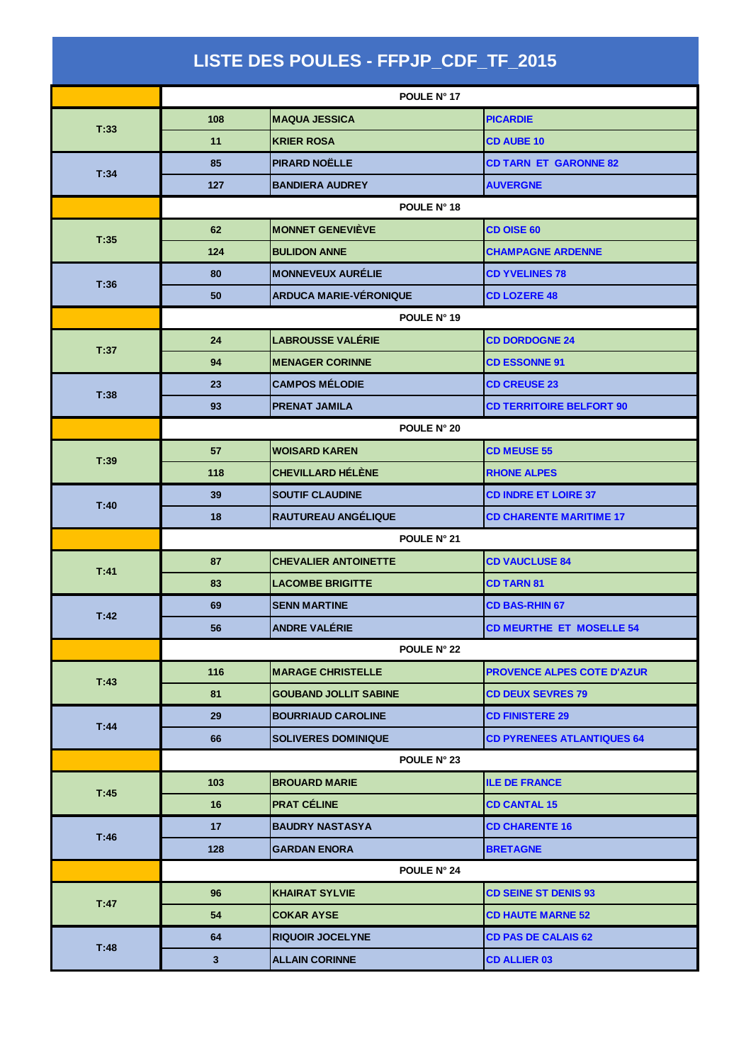# LISTE DES POULES - FFPJP_CDF_TF_2015

| | POULE N° 17 | | |
|---|---|---|---|
| T:33 | 108 | MAQUA JESSICA | PICARDIE |
| | 11 | KRIER ROSA | CD AUBE 10 |
| T:34 | 85 | PIRARD NOËLLE | CD TARN ET GARONNE 82 |
| | 127 | BANDIERA AUDREY | AUVERGNE |
| | POULE N° 18 | | |
| T:35 | 62 | MONNET GENEVIÈVE | CD OISE 60 |
| | 124 | BULIDON ANNE | CHAMPAGNE ARDENNE |
| T:36 | 80 | MONNEVEUX AURÉLIE | CD YVELINES 78 |
| | 50 | ARDUCA MARIE-VÉRONIQUE | CD LOZERE 48 |
| | POULE N° 19 | | |
| T:37 | 24 | LABROUSSE VALÉRIE | CD DORDOGNE 24 |
| | 94 | MENAGER CORINNE | CD ESSONNE 91 |
| T:38 | 23 | CAMPOS MÉLODIE | CD CREUSE 23 |
| | 93 | PRENAT JAMILA | CD TERRITOIRE BELFORT 90 |
| | POULE N° 20 | | |
| T:39 | 57 | WOISARD KAREN | CD MEUSE 55 |
| | 118 | CHEVILLARD HÉLÈNE | RHONE ALPES |
| T:40 | 39 | SOUTIF CLAUDINE | CD INDRE ET LOIRE 37 |
| | 18 | RAUTUREAU ANGÉLIQUE | CD CHARENTE MARITIME 17 |
| | POULE N° 21 | | |
| T:41 | 87 | CHEVALIER ANTOINETTE | CD VAUCLUSE 84 |
| | 83 | LACOMBE BRIGITTE | CD TARN 81 |
| T:42 | 69 | SENN MARTINE | CD BAS-RHIN 67 |
| | 56 | ANDRE VALÉRIE | CD MEURTHE ET MOSELLE 54 |
| | POULE N° 22 | | |
| T:43 | 116 | MARAGE CHRISTELLE | PROVENCE ALPES COTE D'AZUR |
| | 81 | GOUBAND JOLLIT SABINE | CD DEUX SEVRES 79 |
| T:44 | 29 | BOURRIAUD CAROLINE | CD FINISTERE 29 |
| | 66 | SOLIVERES DOMINIQUE | CD PYRENEES ATLANTIQUES 64 |
| | POULE N° 23 | | |
| T:45 | 103 | BROUARD MARIE | ILE DE FRANCE |
| | 16 | PRAT CÉLINE | CD CANTAL 15 |
| T:46 | 17 | BAUDRY NASTASYA | CD CHARENTE 16 |
| | 128 | GARDAN ENORA | BRETAGNE |
| | POULE N° 24 | | |
| T:47 | 96 | KHAIRAT SYLVIE | CD SEINE ST DENIS 93 |
| | 54 | COKAR AYSE | CD HAUTE MARNE 52 |
| T:48 | 64 | RIQUOIR JOCELYNE | CD PAS DE CALAIS 62 |
| | 3 | ALLAIN CORINNE | CD ALLIER 03 |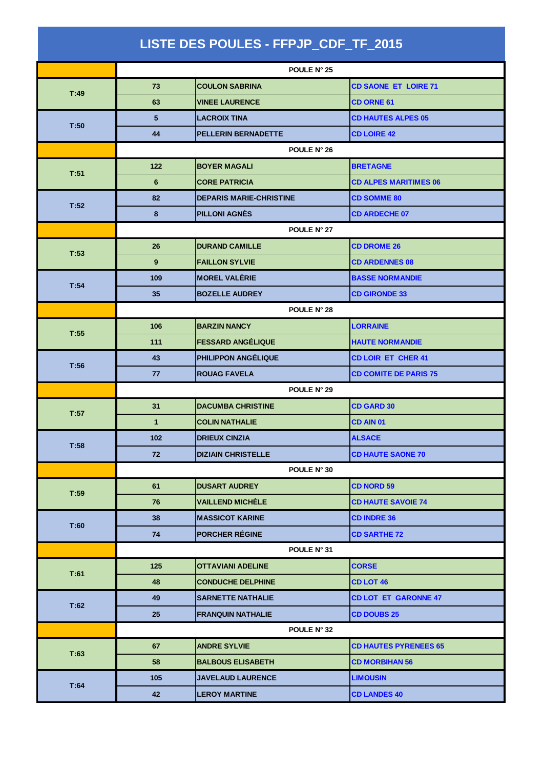# LISTE DES POULES - FFPJP_CDF_TF_2015

| | | | |
|---|---|---|---|
| | **POULE N° 25** | | |
| T:49 | 73 | COULON SABRINA | CD SAONE ET LOIRE 71 |
| | 63 | VINEE LAURENCE | CD ORNE 61 |
| T:50 | 5 | LACROIX TINA | CD HAUTES ALPES 05 |
| | 44 | PELLERIN BERNADETTE | CD LOIRE 42 |
| | **POULE N° 26** | | |
| T:51 | 122 | BOYER MAGALI | BRETAGNE |
| | 6 | CORE PATRICIA | CD ALPES MARITIMES 06 |
| T:52 | 82 | DEPARIS MARIE-CHRISTINE | CD SOMME 80 |
| | 8 | PILLONI AGNÈS | CD ARDECHE 07 |
| | **POULE N° 27** | | |
| T:53 | 26 | DURAND CAMILLE | CD DROME 26 |
| | 9 | FAILLON SYLVIE | CD ARDENNES 08 |
| T:54 | 109 | MOREL VALÉRIE | BASSE NORMANDIE |
| | 35 | BOZELLE AUDREY | CD GIRONDE 33 |
| | **POULE N° 28** | | |
| T:55 | 106 | BARZIN NANCY | LORRAINE |
| | 111 | FESSARD ANGÉLIQUE | HAUTE NORMANDIE |
| T:56 | 43 | PHILIPPON ANGÉLIQUE | CD LOIR ET CHER 41 |
| | 77 | ROUAG FAVELA | CD COMITE DE PARIS 75 |
| | **POULE N° 29** | | |
| T:57 | 31 | DACUMBA CHRISTINE | CD GARD 30 |
| | 1 | COLIN NATHALIE | CD AIN 01 |
| T:58 | 102 | DRIEUX CINZIA | ALSACE |
| | 72 | DIZIAIN CHRISTELLE | CD HAUTE SAONE 70 |
| | **POULE N° 30** | | |
| T:59 | 61 | DUSART AUDREY | CD NORD 59 |
| | 76 | VAILLEND MICHÈLE | CD HAUTE SAVOIE 74 |
| T:60 | 38 | MASSICOT KARINE | CD INDRE 36 |
| | 74 | PORCHER RÉGINE | CD SARTHE 72 |
| | **POULE N° 31** | | |
| T:61 | 125 | OTTAVIANI ADELINE | CORSE |
| | 48 | CONDUCHE DELPHINE | CD LOT 46 |
| T:62 | 49 | SARNETTE NATHALIE | CD LOT ET GARONNE 47 |
| | 25 | FRANQUIN NATHALIE | CD DOUBS 25 |
| | **POULE N° 32** | | |
| T:63 | 67 | ANDRE SYLVIE | CD HAUTES PYRENEES 65 |
| | 58 | BALBOUS ELISABETH | CD MORBIHAN 56 |
| T:64 | 105 | JAVELAUD LAURENCE | LIMOUSIN |
| | 42 | LEROY MARTINE | CD LANDES 40 |